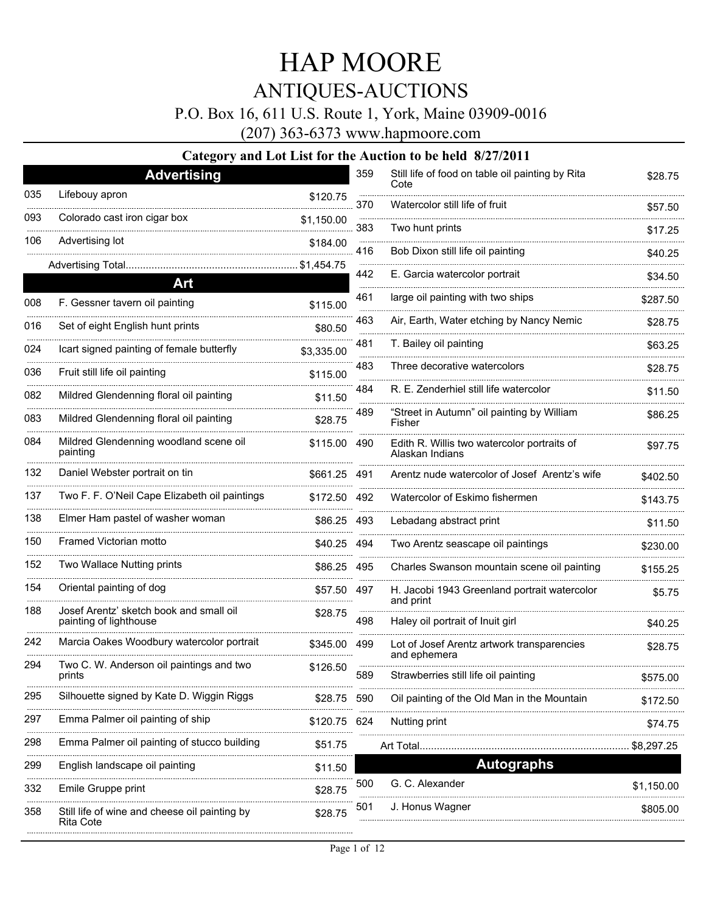# HAP MOORE

## ANTIQUES-AUCTIONS

P.O. Box 16, 611 U.S. Route 1, York, Maine 03909-0016

(207) 363-6373 www.hapmoore.com

**Category and Lot List for the Auction to be held 8/27/2011**

### Advertising

| Lot | Description | Price |
|---|---|---|
| 035 | Lifebouy apron | $120.75 |
| 093 | Colorado cast iron cigar box | $1,150.00 |
| 106 | Advertising lot | $184.00 |

Advertising Total........ $1,454.75

### Art

| Lot | Description | Price |
|---|---|---|
| 008 | F. Gessner tavern oil painting | $115.00 |
| 016 | Set of eight English hunt prints | $80.50 |
| 024 | Icart signed painting of female butterfly | $3,335.00 |
| 036 | Fruit still life oil painting | $115.00 |
| 082 | Mildred Glendenning floral oil painting | $11.50 |
| 083 | Mildred Glendenning floral oil painting | $28.75 |
| 084 | Mildred Glendenning woodland scene oil painting | $115.00 |
| 132 | Daniel Webster portrait on tin | $661.25 |
| 137 | Two F. F. O'Neil Cape Elizabeth oil paintings | $172.50 |
| 138 | Elmer Ham pastel of washer woman | $86.25 |
| 150 | Framed Victorian motto | $40.25 |
| 152 | Two Wallace Nutting prints | $86.25 |
| 154 | Oriental painting of dog | $57.50 |
| 188 | Josef Arentz' sketch book and small oil painting of lighthouse | $28.75 |
| 242 | Marcia Oakes Woodbury watercolor portrait | $345.00 |
| 294 | Two C. W. Anderson oil paintings and two prints | $126.50 |
| 295 | Silhouette signed by Kate D. Wiggin Riggs | $28.75 |
| 297 | Emma Palmer oil painting of ship | $120.75 |
| 298 | Emma Palmer oil painting of stucco building | $51.75 |
| 299 | English landscape oil painting | $11.50 |
| 332 | Emile Gruppe print | $28.75 |
| 358 | Still life of wine and cheese oil painting by Rita Cote | $28.75 |
| 359 | Still life of food on table oil painting by Rita Cote | $28.75 |
| 370 | Watercolor still life of fruit | $57.50 |
| 383 | Two hunt prints | $17.25 |
| 416 | Bob Dixon still life oil painting | $40.25 |
| 442 | E. Garcia watercolor portrait | $34.50 |
| 461 | large oil painting with two ships | $287.50 |
| 463 | Air, Earth, Water etching by Nancy Nemic | $28.75 |
| 481 | T. Bailey oil painting | $63.25 |
| 483 | Three decorative watercolors | $28.75 |
| 484 | R. E. Zenderhiel still life watercolor | $11.50 |
| 489 | "Street in Autumn" oil painting by William Fisher | $86.25 |
| 490 | Edith R. Willis two watercolor portraits of Alaskan Indians | $97.75 |
| 491 | Arentz nude watercolor of Josef Arentz's wife | $402.50 |
| 492 | Watercolor of Eskimo fishermen | $143.75 |
| 493 | Lebadang abstract print | $11.50 |
| 494 | Two Arentz seascape oil paintings | $230.00 |
| 495 | Charles Swanson mountain scene oil painting | $155.25 |
| 497 | H. Jacobi 1943 Greenland portrait watercolor and print | $5.75 |
| 498 | Haley oil portrait of Inuit girl | $40.25 |
| 499 | Lot of Josef Arentz artwork transparencies and ephemera | $28.75 |
| 589 | Strawberries still life oil painting | $575.00 |
| 590 | Oil painting of the Old Man in the Mountain | $172.50 |
| 624 | Nutting print | $74.75 |

Art Total........ $8,297.25

### Autographs

| Lot | Description | Price |
|---|---|---|
| 500 | G. C. Alexander | $1,150.00 |
| 501 | J. Honus Wagner | $805.00 |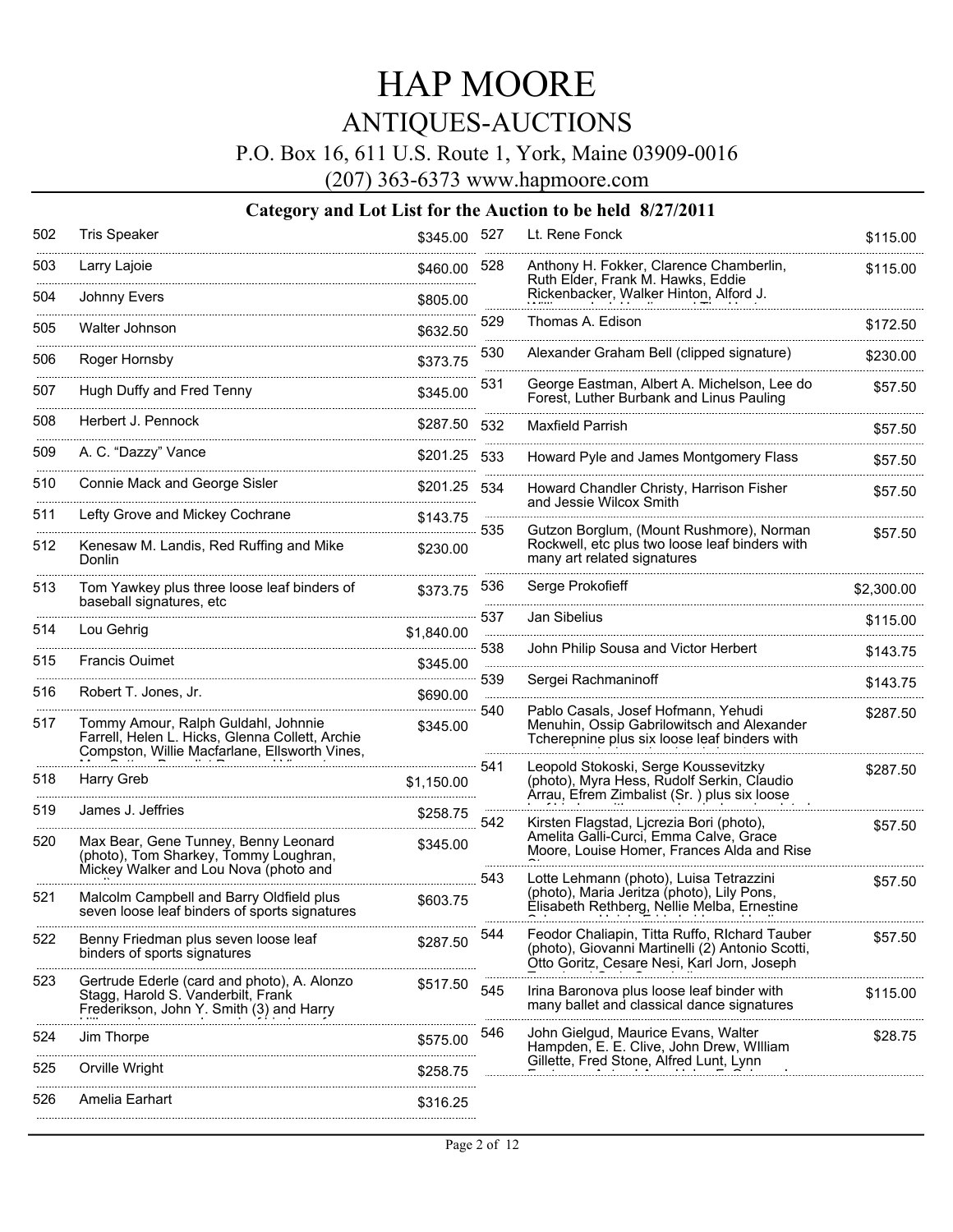# HAP MOORE

## ANTIQUES-AUCTIONS

P.O. Box 16, 611 U.S. Route 1, York, Maine 03909-0016

(207) 363-6373 www.hapmoore.com

### Category and Lot List for the Auction to be held 8/27/2011

| Lot | Description | Price |
|---|---|---|
| 502 | Tris Speaker | $345.00 |
| 503 | Larry Lajoie | $460.00 |
| 504 | Johnny Evers | $805.00 |
| 505 | Walter Johnson | $632.50 |
| 506 | Roger Hornsby | $373.75 |
| 507 | Hugh Duffy and Fred Tenny | $345.00 |
| 508 | Herbert J. Pennock | $287.50 |
| 509 | A. C. "Dazzy" Vance | $201.25 |
| 510 | Connie Mack and George Sisler | $201.25 |
| 511 | Lefty Grove and Mickey Cochrane | $143.75 |
| 512 | Kenesaw M. Landis, Red Ruffing and Mike Donlin | $230.00 |
| 513 | Tom Yawkey plus three loose leaf binders of baseball signatures, etc | $373.75 |
| 514 | Lou Gehrig | $1,840.00 |
| 515 | Francis Ouimet | $345.00 |
| 516 | Robert T. Jones, Jr. | $690.00 |
| 517 | Tommy Amour, Ralph Guldahl, Johnnie Farrell, Helen L. Hicks, Glenna Collett, Archie Compston, Willie Macfarlane, Ellsworth Vines, | $345.00 |
| 518 | Harry Greb | $1,150.00 |
| 519 | James J. Jeffries | $258.75 |
| 520 | Max Bear, Gene Tunney, Benny Leonard (photo), Tom Sharkey, Tommy Loughran, Mickey Walker and Lou Nova (photo and | $345.00 |
| 521 | Malcolm Campbell and Barry Oldfield plus seven loose leaf binders of sports signatures | $603.75 |
| 522 | Benny Friedman plus seven loose leaf binders of sports signatures | $287.50 |
| 523 | Gertrude Ederle (card and photo), A. Alonzo Stagg, Harold S. Vanderbilt, Frank Frederikson, John Y. Smith (3) and Harry | $517.50 |
| 524 | Jim Thorpe | $575.00 |
| 525 | Orville Wright | $258.75 |
| 526 | Amelia Earhart | $316.25 |
| 527 | Lt. Rene Fonck | $115.00 |
| 528 | Anthony H. Fokker, Clarence Chamberlin, Ruth Elder, Frank M. Hawks, Eddie Rickenbacker, Walker Hinton, Alford J. | $115.00 |
| 529 | Thomas A. Edison | $172.50 |
| 530 | Alexander Graham Bell (clipped signature) | $230.00 |
| 531 | George Eastman, Albert A. Michelson, Lee do Forest, Luther Burbank and Linus Pauling | $57.50 |
| 532 | Maxfield Parrish | $57.50 |
| 533 | Howard Pyle and James Montgomery Flass | $57.50 |
| 534 | Howard Chandler Christy, Harrison Fisher and Jessie Wilcox Smith | $57.50 |
| 535 | Gutzon Borglum, (Mount Rushmore), Norman Rockwell, etc plus two loose leaf binders with many art related signatures | $57.50 |
| 536 | Serge Prokofieff | $2,300.00 |
| 537 | Jan Sibelius | $115.00 |
| 538 | John Philip Sousa and Victor Herbert | $143.75 |
| 539 | Sergei Rachmaninoff | $143.75 |
| 540 | Pablo Casals, Josef Hofmann, Yehudi Menuhin, Ossip Gabrilowitsch and Alexander Tcherepnine plus six loose leaf binders with | $287.50 |
| 541 | Leopold Stokoski, Serge Koussevitzky (photo), Myra Hess, Rudolf Serkin, Claudio Arrau, Efrem Zimbalist (Sr. ) plus six loose | $287.50 |
| 542 | Kirsten Flagstad, Ljcrezia Bori (photo), Amelita Galli-Curci, Emma Calve, Grace Moore, Louise Homer, Frances Alda and Rise | $57.50 |
| 543 | Lotte Lehmann (photo), Luisa Tetrazzini (photo), Maria Jeritza (photo), Lily Pons, Elisabeth Rethberg, Nellie Melba, Ernestine | $57.50 |
| 544 | Feodor Chaliapin, Titta Ruffo, RIchard Tauber (photo), Giovanni Martinelli (2) Antonio Scotti, Otto Goritz, Cesare Nesi, Karl Jorn, Joseph | $57.50 |
| 545 | Irina Baronova plus loose leaf binder with many ballet and classical dance signatures | $115.00 |
| 546 | John Gielgud, Maurice Evans, Walter Hampden, E. E. Clive, John Drew, WIlliam Gillette, Fred Stone, Alfred Lunt, Lynn | $28.75 |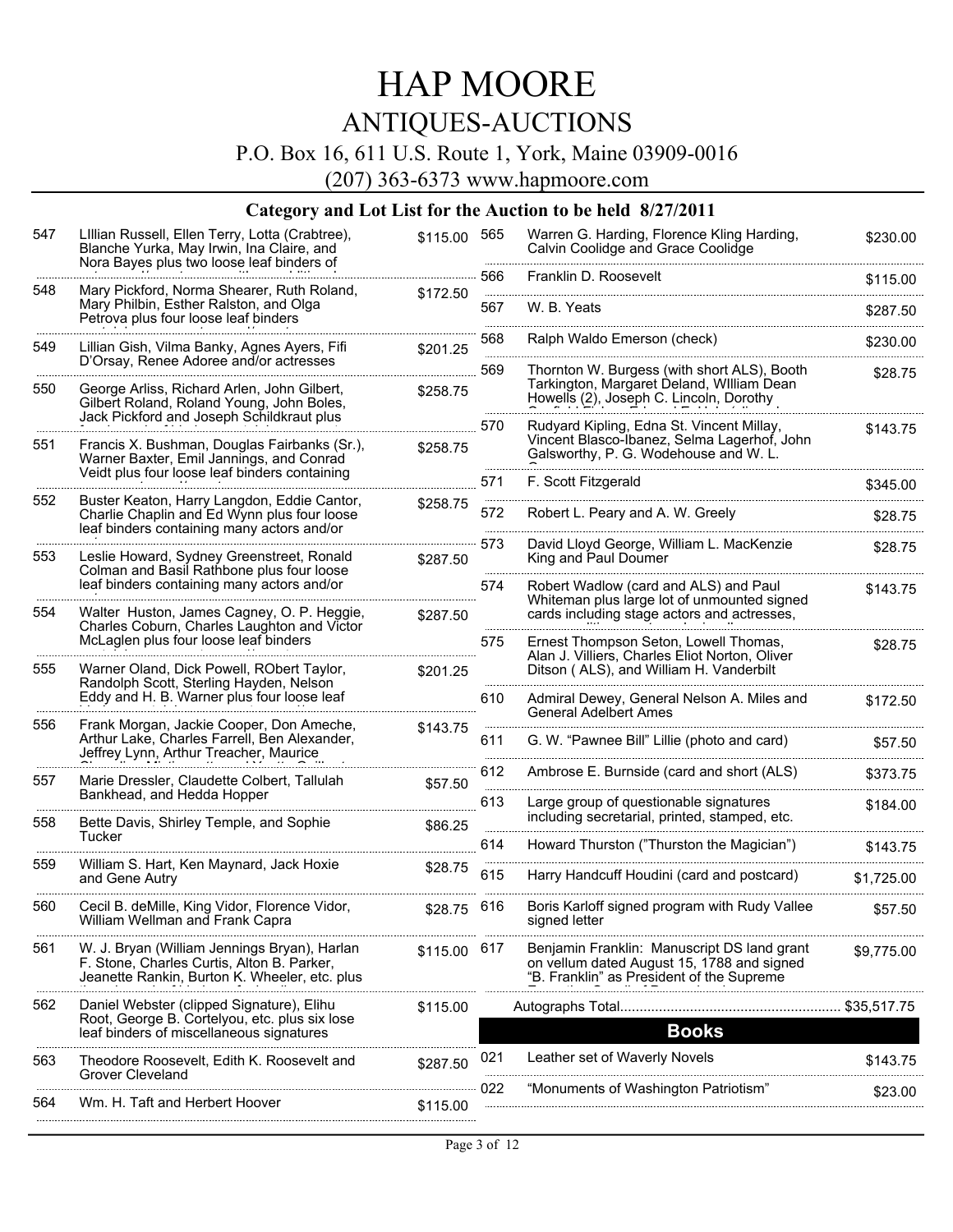# HAP MOORE

## ANTIQUES-AUCTIONS

P.O. Box 16, 611 U.S. Route 1, York, Maine 03909-0016

(207) 363-6373 www.hapmoore.com

### Category and Lot List for the Auction to be held 8/27/2011

| Lot | Description | Price |
|---|---|---|
| 547 | LIllian Russell, Ellen Terry, Lotta (Crabtree), Blanche Yurka, May Irwin, Ina Claire, and Nora Bayes plus two loose leaf binders of | $115.00 |
| 548 | Mary Pickford, Norma Shearer, Ruth Roland, Mary Philbin, Esther Ralston, and Olga Petrova plus four loose leaf binders | $172.50 |
| 549 | Lillian Gish, Vilma Banky, Agnes Ayers, Fifi D'Orsay, Renee Adoree and/or actresses | $201.25 |
| 550 | George Arliss, Richard Arlen, John Gilbert, Gilbert Roland, Roland Young, John Boles, Jack Pickford and Joseph Schildkraut plus | $258.75 |
| 551 | Francis X. Bushman, Douglas Fairbanks (Sr.), Warner Baxter, Emil Jannings, and Conrad Veidt plus four loose leaf binders containing | $258.75 |
| 552 | Buster Keaton, Harry Langdon, Eddie Cantor, Charlie Chaplin and Ed Wynn plus four loose leaf binders containing many actors and/or | $258.75 |
| 553 | Leslie Howard, Sydney Greenstreet, Ronald Colman and Basil Rathbone plus four loose leaf binders containing many actors and/or | $287.50 |
| 554 | Walter Huston, James Cagney, O. P. Heggie, Charles Coburn, Charles Laughton and Victor McLaglen plus four loose leaf binders | $287.50 |
| 555 | Warner Oland, Dick Powell, RObert Taylor, Randolph Scott, Sterling Hayden, Nelson Eddy and H. B. Warner plus four loose leaf | $201.25 |
| 556 | Frank Morgan, Jackie Cooper, Don Ameche, Arthur Lake, Charles Farrell, Ben Alexander, Jeffrey Lynn, Arthur Treacher, Maurice | $143.75 |
| 557 | Marie Dressler, Claudette Colbert, Tallulah Bankhead, and Hedda Hopper | $57.50 |
| 558 | Bette Davis, Shirley Temple, and Sophie Tucker | $86.25 |
| 559 | William S. Hart, Ken Maynard, Jack Hoxie and Gene Autry | $28.75 |
| 560 | Cecil B. deMille, King Vidor, Florence Vidor, William Wellman and Frank Capra | $28.75 |
| 561 | W. J. Bryan (William Jennings Bryan), Harlan F. Stone, Charles Curtis, Alton B. Parker, Jeanette Rankin, Burton K. Wheeler, etc. plus | $115.00 |
| 562 | Daniel Webster (clipped Signature), Elihu Root, George B. Cortelyou, etc. plus six lose leaf binders of miscellaneous signatures | $115.00 |
| 563 | Theodore Roosevelt, Edith K. Roosevelt and Grover Cleveland | $287.50 |
| 564 | Wm. H. Taft and Herbert Hoover | $115.00 |
| 565 | Warren G. Harding, Florence Kling Harding, Calvin Coolidge and Grace Coolidge | $230.00 |
| 566 | Franklin D. Roosevelt | $115.00 |
| 567 | W. B. Yeats | $287.50 |
| 568 | Ralph Waldo Emerson (check) | $230.00 |
| 569 | Thornton W. Burgess (with short ALS), Booth Tarkington, Margaret Deland, WIlliam Dean Howells (2), Joseph C. Lincoln, Dorothy | $28.75 |
| 570 | Rudyard Kipling, Edna St. Vincent Millay, Vincent Blasco-Ibanez, Selma Lagerhof, John Galsworthy, P. G. Wodehouse and W. L. | $143.75 |
| 571 | F. Scott Fitzgerald | $345.00 |
| 572 | Robert L. Peary and A. W. Greely | $28.75 |
| 573 | David Lloyd George, William L. MacKenzie King and Paul Doumer | $28.75 |
| 574 | Robert Wadlow (card and ALS) and Paul Whiteman plus large lot of unmounted signed cards including stage actors and actresses, | $143.75 |
| 575 | Ernest Thompson Seton, Lowell Thomas, Alan J. Villiers, Charles Eliot Norton, Oliver Ditson ( ALS), and William H. Vanderbilt | $28.75 |
| 610 | Admiral Dewey, General Nelson A. Miles and General Adelbert Ames | $172.50 |
| 611 | G. W. "Pawnee Bill" Lillie (photo and card) | $57.50 |
| 612 | Ambrose E. Burnside (card and short (ALS) | $373.75 |
| 613 | Large group of questionable signatures including secretarial, printed, stamped, etc. | $184.00 |
| 614 | Howard Thurston ("Thurston the Magician") | $143.75 |
| 615 | Harry Handcuff Houdini (card and postcard) | $1,725.00 |
| 616 | Boris Karloff signed program with Rudy Vallee signed letter | $57.50 |
| 617 | Benjamin Franklin: Manuscript DS land grant on vellum dated August 15, 1788 and signed "B. Franklin" as President of the Supreme | $9,775.00 |

Autographs Total........................................................ $35,517.75

## Books

| Lot | Description | Price |
|---|---|---|
| 021 | Leather set of Waverly Novels | $143.75 |
| 022 | "Monuments of Washington Patriotism" | $23.00 |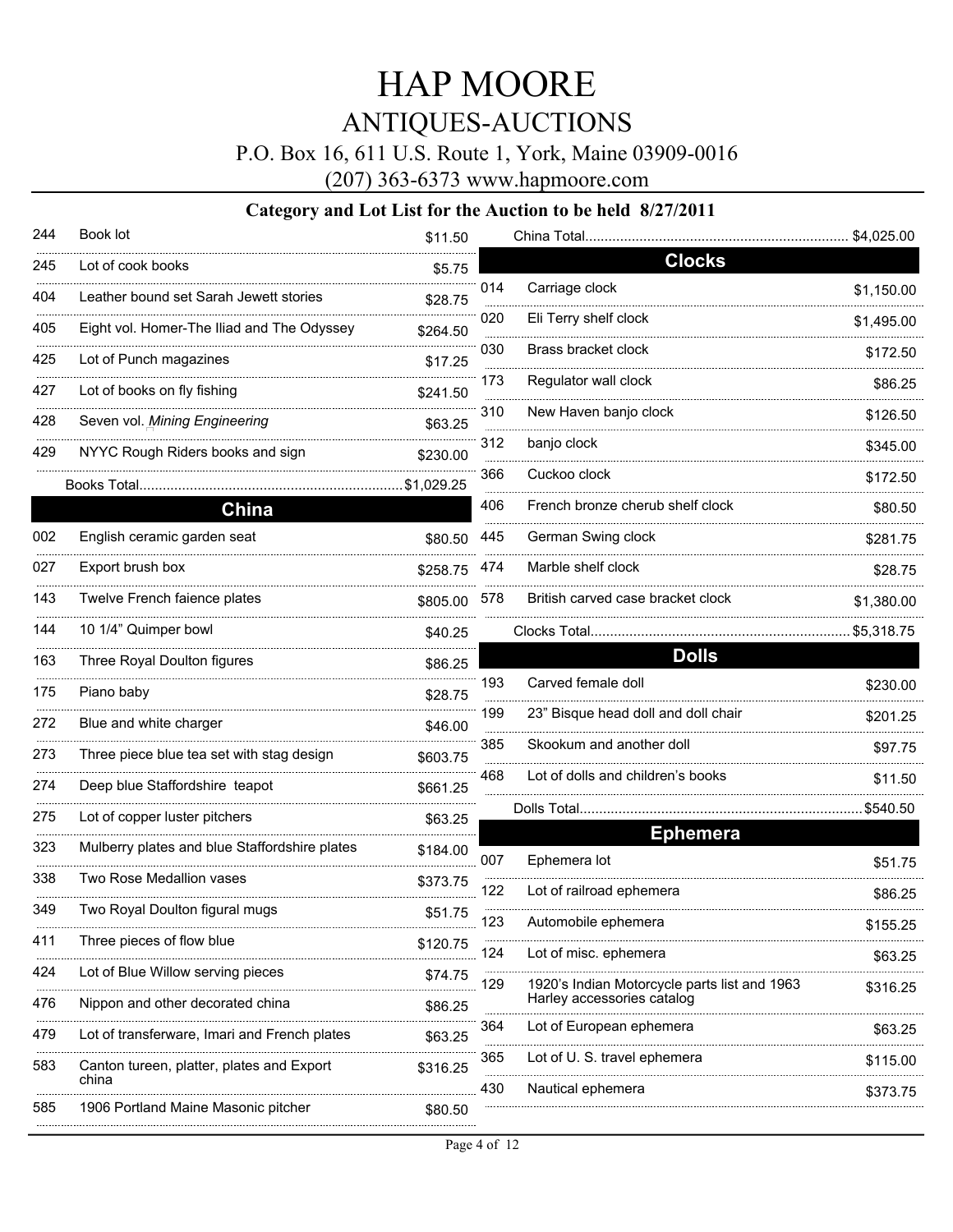# HAP MOORE

## ANTIQUES-AUCTIONS

P.O. Box 16, 611 U.S. Route 1, York, Maine 03909-0016

(207) 363-6373 www.hapmoore.com

### Category and Lot List for the Auction to be held 8/27/2011

| Lot | Description | Price |
|---|---|---|
| 244 | Book lot | $11.50 |
| 245 | Lot of cook books | $5.75 |
| 404 | Leather bound set Sarah Jewett stories | $28.75 |
| 405 | Eight vol. Homer-The Iliad and The Odyssey | $264.50 |
| 425 | Lot of Punch magazines | $17.25 |
| 427 | Lot of books on fly fishing | $241.50 |
| 428 | Seven vol. *Mining Engineering* | $63.25 |
| 429 | NYYC Rough Riders books and sign | $230.00 |

Books Total....................................................................$1,029.25

## China

| Lot | Description | Price |
|---|---|---|
| 002 | English ceramic garden seat | $80.50 |
| 027 | Export brush box | $258.75 |
| 143 | Twelve French faience plates | $805.00 |
| 144 | 10 1/4" Quimper bowl | $40.25 |
| 163 | Three Royal Doulton figures | $86.25 |
| 175 | Piano baby | $28.75 |
| 272 | Blue and white charger | $46.00 |
| 273 | Three piece blue tea set with stag design | $603.75 |
| 274 | Deep blue Staffordshire teapot | $661.25 |
| 275 | Lot of copper luster pitchers | $63.25 |
| 323 | Mulberry plates and blue Staffordshire plates | $184.00 |
| 338 | Two Rose Medallion vases | $373.75 |
| 349 | Two Royal Doulton figural mugs | $51.75 |
| 411 | Three pieces of flow blue | $120.75 |
| 424 | Lot of Blue Willow serving pieces | $74.75 |
| 476 | Nippon and other decorated china | $86.25 |
| 479 | Lot of transferware, Imari and French plates | $63.25 |
| 583 | Canton tureen, platter, plates and Export china | $316.25 |
| 585 | 1906 Portland Maine Masonic pitcher | $80.50 |

China Total....................................................................$4,025.00

## Clocks

| Lot | Description | Price |
|---|---|---|
| 014 | Carriage clock | $1,150.00 |
| 020 | Eli Terry shelf clock | $1,495.00 |
| 030 | Brass bracket clock | $172.50 |
| 173 | Regulator wall clock | $86.25 |
| 310 | New Haven banjo clock | $126.50 |
| 312 | banjo clock | $345.00 |
| 366 | Cuckoo clock | $172.50 |
| 406 | French bronze cherub shelf clock | $80.50 |
| 445 | German Swing clock | $281.75 |
| 474 | Marble shelf clock | $28.75 |
| 578 | British carved case bracket clock | $1,380.00 |

Clocks Total....................................................................$5,318.75

## Dolls

| Lot | Description | Price |
|---|---|---|
| 193 | Carved female doll | $230.00 |
| 199 | 23" Bisque head doll and doll chair | $201.25 |
| 385 | Skookum and another doll | $97.75 |
| 468 | Lot of dolls and children's books | $11.50 |

Dolls Total....................................................................$540.50

## Ephemera

| Lot | Description | Price |
|---|---|---|
| 007 | Ephemera lot | $51.75 |
| 122 | Lot of railroad ephemera | $86.25 |
| 123 | Automobile ephemera | $155.25 |
| 124 | Lot of misc. ephemera | $63.25 |
| 129 | 1920's Indian Motorcycle parts list and 1963 Harley accessories catalog | $316.25 |
| 364 | Lot of European ephemera | $63.25 |
| 365 | Lot of U. S. travel ephemera | $115.00 |
| 430 | Nautical ephemera | $373.75 |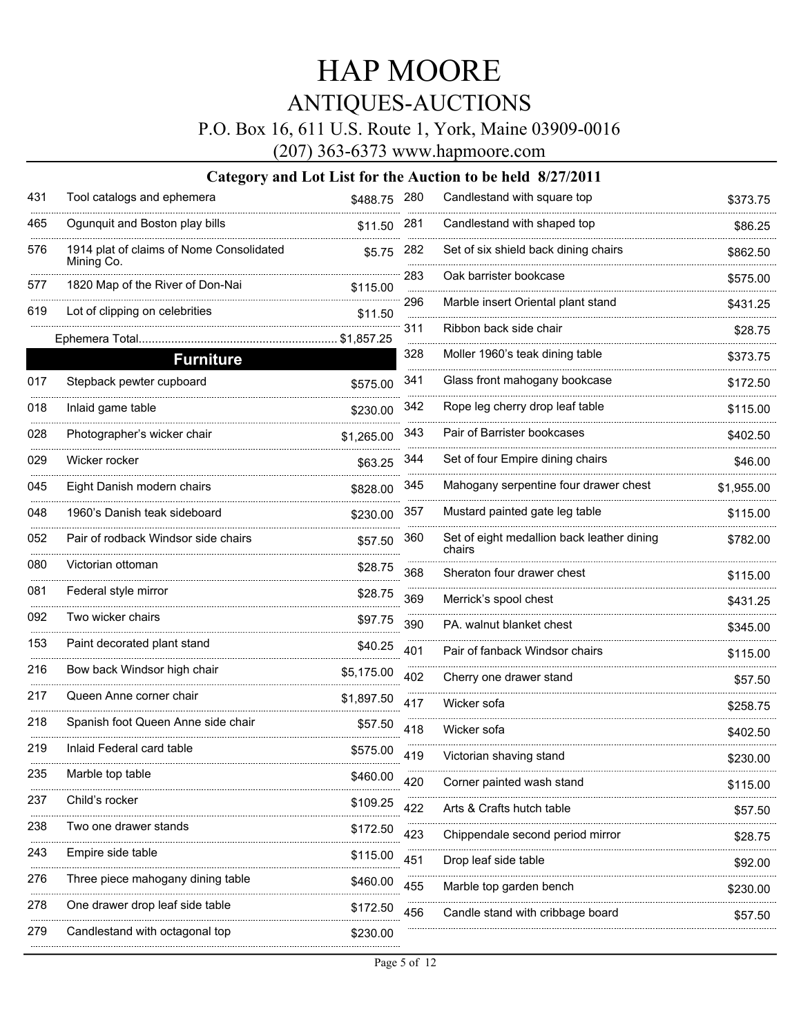# HAP MOORE

## ANTIQUES-AUCTIONS

P.O. Box 16, 611 U.S. Route 1, York, Maine 03909-0016

(207) 363-6373 www.hapmoore.com

### Category and Lot List for the Auction to be held 8/27/2011

| Lot | Description | Price |
|---|---|---|
| 431 | Tool catalogs and ephemera | $488.75 |
| 465 | Ogunquit and Boston play bills | $11.50 |
| 576 | 1914 plat of claims of Nome Consolidated Mining Co. | $5.75 |
| 577 | 1820 Map of the River of Don-Nai | $115.00 |
| 619 | Lot of clipping on celebrities | $11.50 |

Ephemera Total............................................................ $1,857.25

## Furniture

| Lot | Description | Price |
|---|---|---|
| 017 | Stepback pewter cupboard | $575.00 |
| 018 | Inlaid game table | $230.00 |
| 028 | Photographer's wicker chair | $1,265.00 |
| 029 | Wicker rocker | $63.25 |
| 045 | Eight Danish modern chairs | $828.00 |
| 048 | 1960's Danish teak sideboard | $230.00 |
| 052 | Pair of rodback Windsor side chairs | $57.50 |
| 080 | Victorian ottoman | $28.75 |
| 081 | Federal style mirror | $28.75 |
| 092 | Two wicker chairs | $97.75 |
| 153 | Paint decorated plant stand | $40.25 |
| 216 | Bow back Windsor high chair | $5,175.00 |
| 217 | Queen Anne corner chair | $1,897.50 |
| 218 | Spanish foot Queen Anne side chair | $57.50 |
| 219 | Inlaid Federal card table | $575.00 |
| 235 | Marble top table | $460.00 |
| 237 | Child's rocker | $109.25 |
| 238 | Two one drawer stands | $172.50 |
| 243 | Empire side table | $115.00 |
| 276 | Three piece mahogany dining table | $460.00 |
| 278 | One drawer drop leaf side table | $172.50 |
| 279 | Candlestand with octagonal top | $230.00 |
| 280 | Candlestand with square top | $373.75 |
| 281 | Candlestand with shaped top | $86.25 |
| 282 | Set of six shield back dining chairs | $862.50 |
| 283 | Oak barrister bookcase | $575.00 |
| 296 | Marble insert Oriental plant stand | $431.25 |
| 311 | Ribbon back side chair | $28.75 |
| 328 | Moller 1960's teak dining table | $373.75 |
| 341 | Glass front mahogany bookcase | $172.50 |
| 342 | Rope leg cherry drop leaf table | $115.00 |
| 343 | Pair of Barrister bookcases | $402.50 |
| 344 | Set of four Empire dining chairs | $46.00 |
| 345 | Mahogany serpentine four drawer chest | $1,955.00 |
| 357 | Mustard painted gate leg table | $115.00 |
| 360 | Set of eight medallion back leather dining chairs | $782.00 |
| 368 | Sheraton four drawer chest | $115.00 |
| 369 | Merrick's spool chest | $431.25 |
| 390 | PA. walnut blanket chest | $345.00 |
| 401 | Pair of fanback Windsor chairs | $115.00 |
| 402 | Cherry one drawer stand | $57.50 |
| 417 | Wicker sofa | $258.75 |
| 418 | Wicker sofa | $402.50 |
| 419 | Victorian shaving stand | $230.00 |
| 420 | Corner painted wash stand | $115.00 |
| 422 | Arts & Crafts hutch table | $57.50 |
| 423 | Chippendale second period mirror | $28.75 |
| 451 | Drop leaf side table | $92.00 |
| 455 | Marble top garden bench | $230.00 |
| 456 | Candle stand with cribbage board | $57.50 |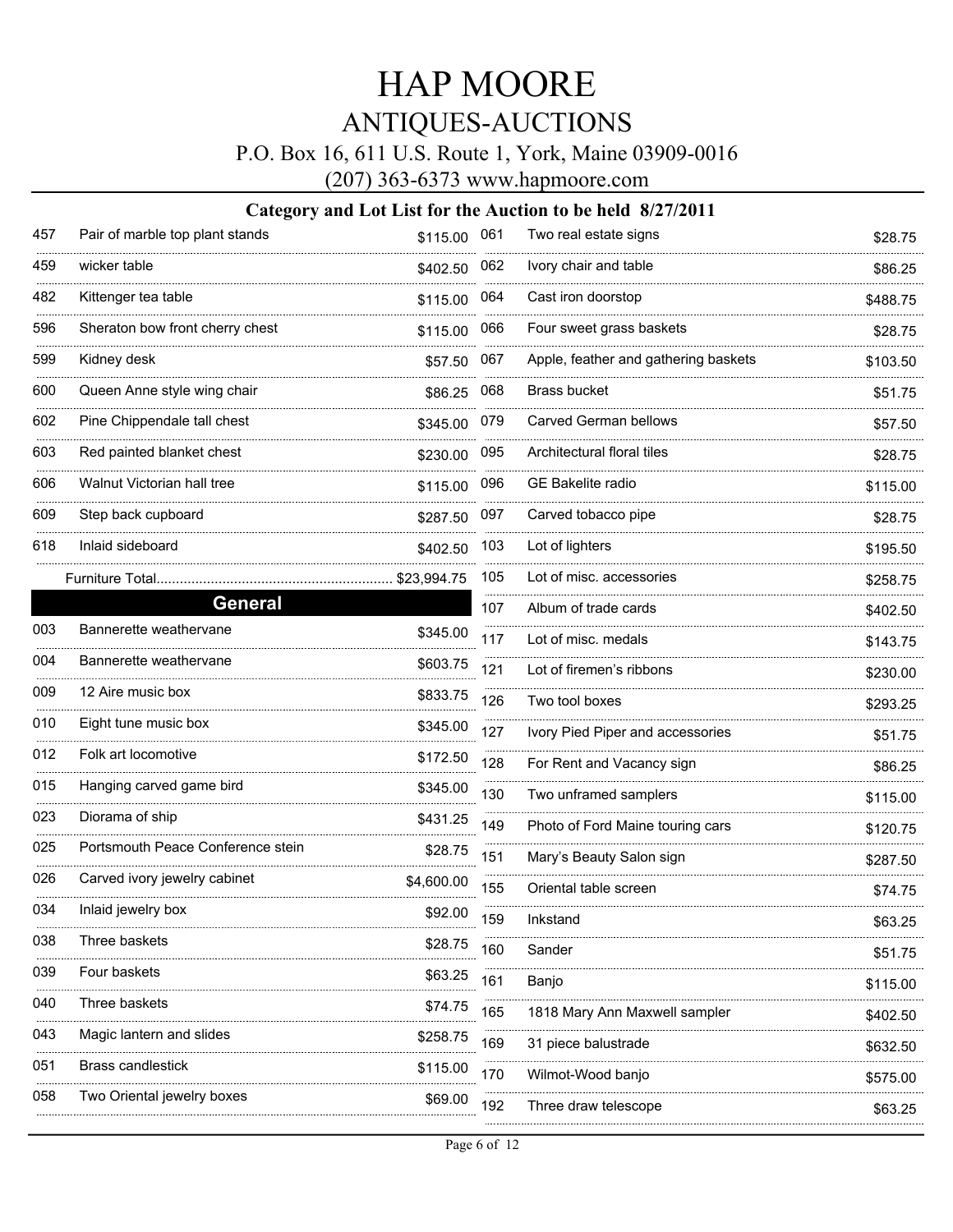# HAP MOORE

## ANTIQUES-AUCTIONS

P.O. Box 16, 611 U.S. Route 1, York, Maine 03909-0016

(207) 363-6373 www.hapmoore.com

### Category and Lot List for the Auction to be held 8/27/2011

| Lot | Description | Price |
|---|---|---|
| 457 | Pair of marble top plant stands | $115.00 |
| 459 | wicker table | $402.50 |
| 482 | Kittenger tea table | $115.00 |
| 596 | Sheraton bow front cherry chest | $115.00 |
| 599 | Kidney desk | $57.50 |
| 600 | Queen Anne style wing chair | $86.25 |
| 602 | Pine Chippendale tall chest | $345.00 |
| 603 | Red painted blanket chest | $230.00 |
| 606 | Walnut Victorian hall tree | $115.00 |
| 609 | Step back cupboard | $287.50 |
| 618 | Inlaid sideboard | $402.50 |
| | Furniture Total | $23,994.75 |

## General

| Lot | Description | Price |
|---|---|---|
| 003 | Bannerette weathervane | $345.00 |
| 004 | Bannerette weathervane | $603.75 |
| 009 | 12 Aire music box | $833.75 |
| 010 | Eight tune music box | $345.00 |
| 012 | Folk art locomotive | $172.50 |
| 015 | Hanging carved game bird | $345.00 |
| 023 | Diorama of ship | $431.25 |
| 025 | Portsmouth Peace Conference stein | $28.75 |
| 026 | Carved ivory jewelry cabinet | $4,600.00 |
| 034 | Inlaid jewelry box | $92.00 |
| 038 | Three baskets | $28.75 |
| 039 | Four baskets | $63.25 |
| 040 | Three baskets | $74.75 |
| 043 | Magic lantern and slides | $258.75 |
| 051 | Brass candlestick | $115.00 |
| 058 | Two Oriental jewelry boxes | $69.00 |
| 061 | Two real estate signs | $28.75 |
| 062 | Ivory chair and table | $86.25 |
| 064 | Cast iron doorstop | $488.75 |
| 066 | Four sweet grass baskets | $28.75 |
| 067 | Apple, feather and gathering baskets | $103.50 |
| 068 | Brass bucket | $51.75 |
| 079 | Carved German bellows | $57.50 |
| 095 | Architectural floral tiles | $28.75 |
| 096 | GE Bakelite radio | $115.00 |
| 097 | Carved tobacco pipe | $28.75 |
| 103 | Lot of lighters | $195.50 |
| 105 | Lot of misc. accessories | $258.75 |
| 107 | Album of trade cards | $402.50 |
| 117 | Lot of misc. medals | $143.75 |
| 121 | Lot of firemen's ribbons | $230.00 |
| 126 | Two tool boxes | $293.25 |
| 127 | Ivory Pied Piper and accessories | $51.75 |
| 128 | For Rent and Vacancy sign | $86.25 |
| 130 | Two unframed samplers | $115.00 |
| 149 | Photo of Ford Maine touring cars | $120.75 |
| 151 | Mary's Beauty Salon sign | $287.50 |
| 155 | Oriental table screen | $74.75 |
| 159 | Inkstand | $63.25 |
| 160 | Sander | $51.75 |
| 161 | Banjo | $115.00 |
| 165 | 1818 Mary Ann Maxwell sampler | $402.50 |
| 169 | 31 piece balustrade | $632.50 |
| 170 | Wilmot-Wood banjo | $575.00 |
| 192 | Three draw telescope | $63.25 |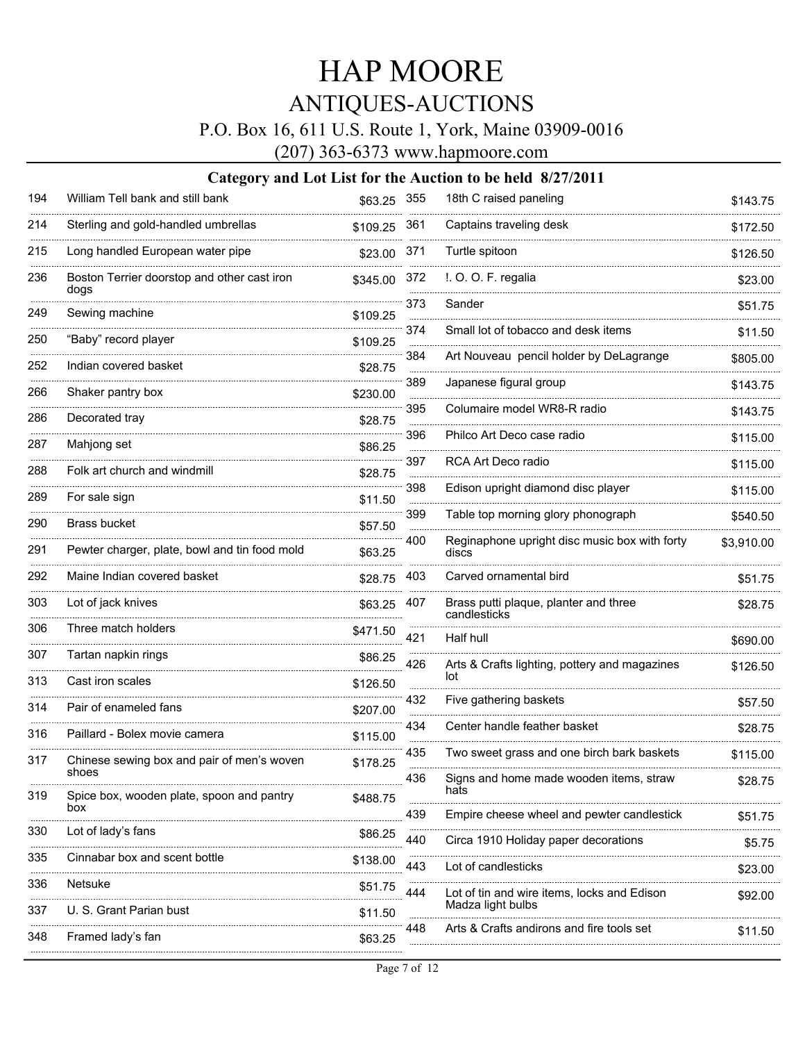# HAP MOORE

## ANTIQUES-AUCTIONS

P.O. Box 16, 611 U.S. Route 1, York, Maine 03909-0016

(207) 363-6373 www.hapmoore.com

### Category and Lot List for the Auction to be held 8/27/2011

| Lot | Description | Price |
|---|---|---|
| 194 | William Tell bank and still bank | $63.25 |
| 214 | Sterling and gold-handled umbrellas | $109.25 |
| 215 | Long handled European water pipe | $23.00 |
| 236 | Boston Terrier doorstop and other cast iron dogs | $345.00 |
| 249 | Sewing machine | $109.25 |
| 250 | “Baby” record player | $109.25 |
| 252 | Indian covered basket | $28.75 |
| 266 | Shaker pantry box | $230.00 |
| 286 | Decorated tray | $28.75 |
| 287 | Mahjong set | $86.25 |
| 288 | Folk art church and windmill | $28.75 |
| 289 | For sale sign | $11.50 |
| 290 | Brass bucket | $57.50 |
| 291 | Pewter charger, plate, bowl and tin food mold | $63.25 |
| 292 | Maine Indian covered basket | $28.75 |
| 303 | Lot of jack knives | $63.25 |
| 306 | Three match holders | $471.50 |
| 307 | Tartan napkin rings | $86.25 |
| 313 | Cast iron scales | $126.50 |
| 314 | Pair of enameled fans | $207.00 |
| 316 | Paillard - Bolex movie camera | $115.00 |
| 317 | Chinese sewing box and pair of men’s woven shoes | $178.25 |
| 319 | Spice box, wooden plate, spoon and pantry box | $488.75 |
| 330 | Lot of lady’s fans | $86.25 |
| 335 | Cinnabar box and scent bottle | $138.00 |
| 336 | Netsuke | $51.75 |
| 337 | U. S. Grant Parian bust | $11.50 |
| 348 | Framed lady’s fan | $63.25 |
| 355 | 18th C raised paneling | $143.75 |
| 361 | Captains traveling desk | $172.50 |
| 371 | Turtle spitoon | $126.50 |
| 372 | !. O. O. F. regalia | $23.00 |
| 373 | Sander | $51.75 |
| 374 | Small lot of tobacco and desk items | $11.50 |
| 384 | Art Nouveau pencil holder by DeLagrange | $805.00 |
| 389 | Japanese figural group | $143.75 |
| 395 | Columaire model WR8-R radio | $143.75 |
| 396 | Philco Art Deco case radio | $115.00 |
| 397 | RCA Art Deco radio | $115.00 |
| 398 | Edison upright diamond disc player | $115.00 |
| 399 | Table top morning glory phonograph | $540.50 |
| 400 | Reginaphone upright disc music box with forty discs | $3,910.00 |
| 403 | Carved ornamental bird | $51.75 |
| 407 | Brass putti plaque, planter and three candlesticks | $28.75 |
| 421 | Half hull | $690.00 |
| 426 | Arts & Crafts lighting, pottery and magazines lot | $126.50 |
| 432 | Five gathering baskets | $57.50 |
| 434 | Center handle feather basket | $28.75 |
| 435 | Two sweet grass and one birch bark baskets | $115.00 |
| 436 | Signs and home made wooden items, straw hats | $28.75 |
| 439 | Empire cheese wheel and pewter candlestick | $51.75 |
| 440 | Circa 1910 Holiday paper decorations | $5.75 |
| 443 | Lot of candlesticks | $23.00 |
| 444 | Lot of tin and wire items, locks and Edison Madza light bulbs | $92.00 |
| 448 | Arts & Crafts andirons and fire tools set | $11.50 |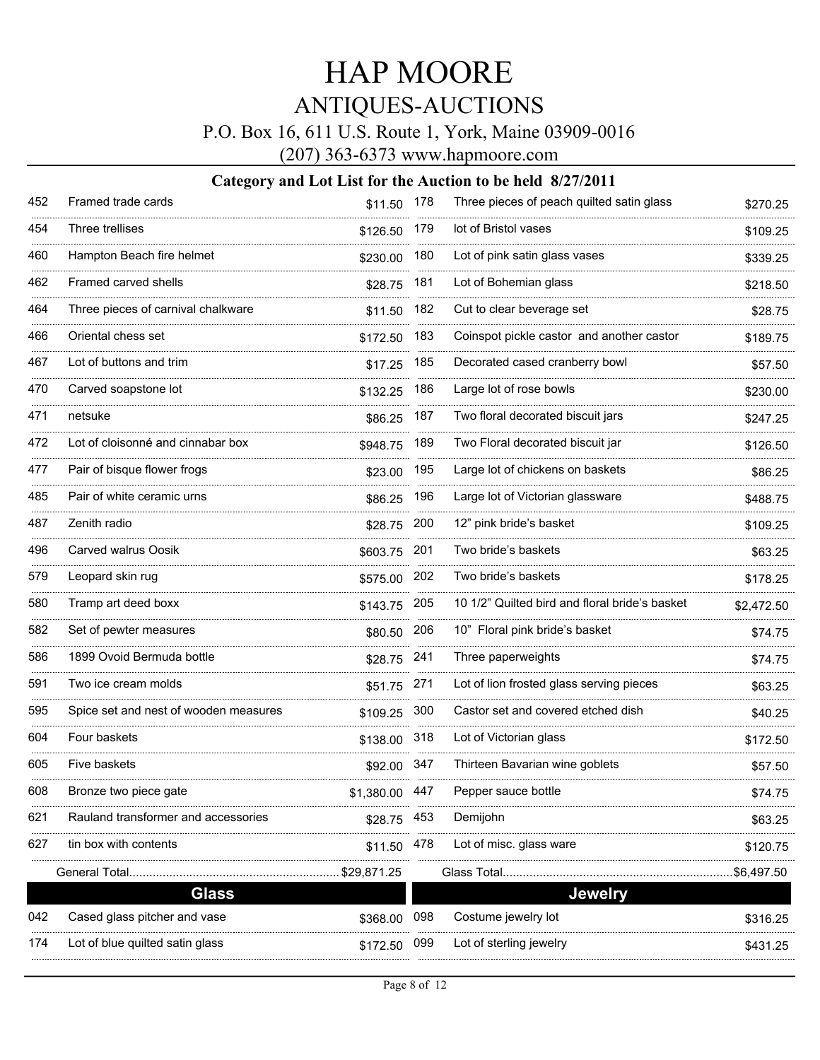# HAP MOORE

## ANTIQUES-AUCTIONS

P.O. Box 16, 611 U.S. Route 1, York, Maine 03909-0016

(207) 363-6373 www.hapmoore.com

### Category and Lot List for the Auction to be held 8/27/2011

| Lot | Description | Price |
|---|---|---|
| 452 | Framed trade cards | $11.50 |
| 454 | Three trellises | $126.50 |
| 460 | Hampton Beach fire helmet | $230.00 |
| 462 | Framed carved shells | $28.75 |
| 464 | Three pieces of carnival chalkware | $11.50 |
| 466 | Oriental chess set | $172.50 |
| 467 | Lot of buttons and trim | $17.25 |
| 470 | Carved soapstone lot | $132.25 |
| 471 | netsuke | $86.25 |
| 472 | Lot of cloisonné and cinnabar box | $948.75 |
| 477 | Pair of bisque flower frogs | $23.00 |
| 485 | Pair of white ceramic urns | $86.25 |
| 487 | Zenith radio | $28.75 |
| 496 | Carved walrus Oosik | $603.75 |
| 579 | Leopard skin rug | $575.00 |
| 580 | Tramp art deed boxx | $143.75 |
| 582 | Set of pewter measures | $80.50 |
| 586 | 1899 Ovoid Bermuda bottle | $28.75 |
| 591 | Two ice cream molds | $51.75 |
| 595 | Spice set and nest of wooden measures | $109.25 |
| 604 | Four baskets | $138.00 |
| 605 | Five baskets | $92.00 |
| 608 | Bronze two piece gate | $1,380.00 |
| 621 | Rauland transformer and accessories | $28.75 |
| 627 | tin box with contents | $11.50 |
| | General Total | $29,871.25 |

## Glass

| Lot | Description | Price |
|---|---|---|
| 042 | Cased glass pitcher and vase | $368.00 |
| 174 | Lot of blue quilted satin glass | $172.50 |
| 178 | Three pieces of peach quilted satin glass | $270.25 |
| 179 | lot of Bristol vases | $109.25 |
| 180 | Lot of pink satin glass vases | $339.25 |
| 181 | Lot of Bohemian glass | $218.50 |
| 182 | Cut to clear beverage set | $28.75 |
| 183 | Coinspot pickle castor and another castor | $189.75 |
| 185 | Decorated cased cranberry bowl | $57.50 |
| 186 | Large lot of rose bowls | $230.00 |
| 187 | Two floral decorated biscuit jars | $247.25 |
| 189 | Two Floral decorated biscuit jar | $126.50 |
| 195 | Large lot of chickens on baskets | $86.25 |
| 196 | Large lot of Victorian glassware | $488.75 |
| 200 | 12" pink bride's basket | $109.25 |
| 201 | Two bride's baskets | $63.25 |
| 202 | Two bride's baskets | $178.25 |
| 205 | 10 1/2" Quilted bird and floral bride's basket | $2,472.50 |
| 206 | 10" Floral pink bride's basket | $74.75 |
| 241 | Three paperweights | $74.75 |
| 271 | Lot of lion frosted glass serving pieces | $63.25 |
| 300 | Castor set and covered etched dish | $40.25 |
| 318 | Lot of Victorian glass | $172.50 |
| 347 | Thirteen Bavarian wine goblets | $57.50 |
| 447 | Pepper sauce bottle | $74.75 |
| 453 | Demijohn | $63.25 |
| 478 | Lot of misc. glass ware | $120.75 |
| | Glass Total | $6,497.50 |

## Jewelry

| Lot | Description | Price |
|---|---|---|
| 098 | Costume jewelry lot | $316.25 |
| 099 | Lot of sterling jewelry | $431.25 |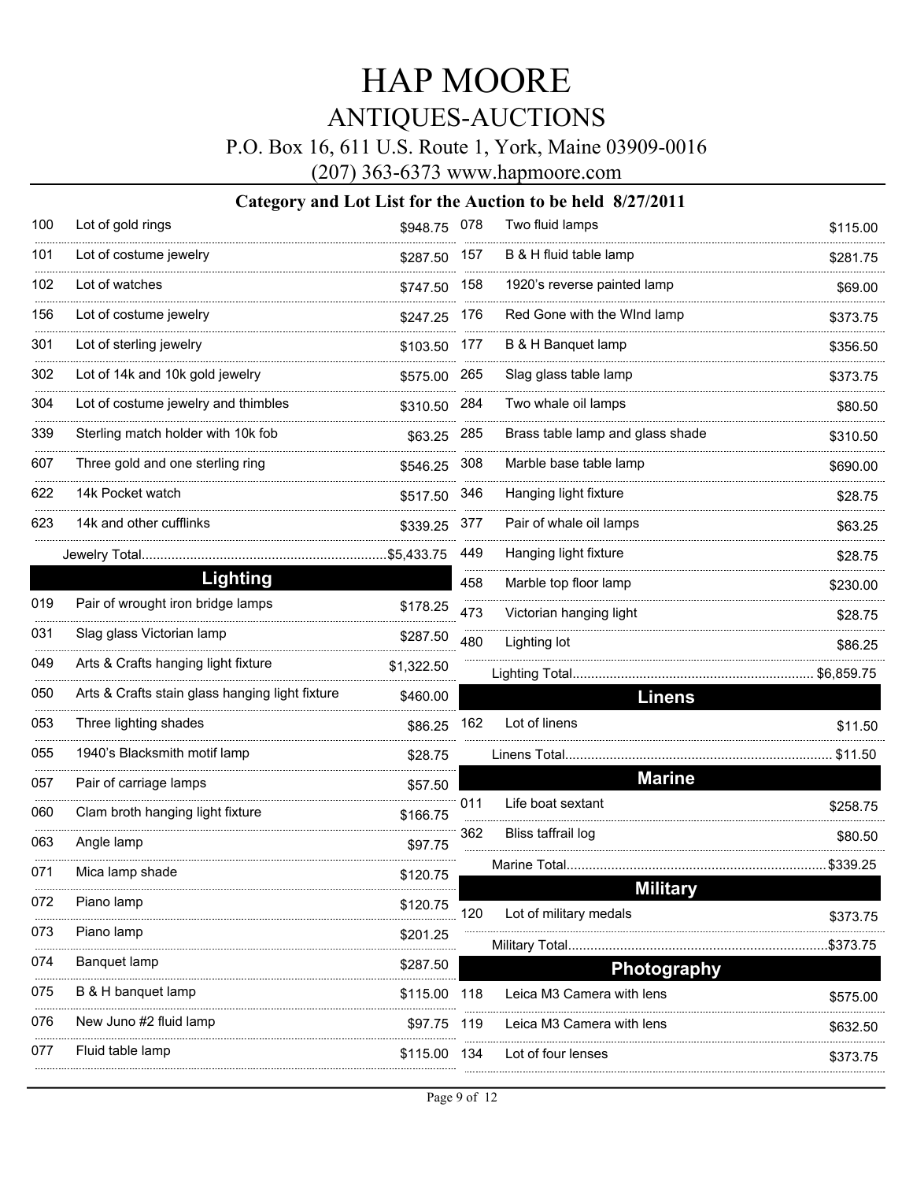# HAP MOORE

## ANTIQUES-AUCTIONS

P.O. Box 16, 611 U.S. Route 1, York, Maine 03909-0016

(207) 363-6373 www.hapmoore.com

### Category and Lot List for the Auction to be held 8/27/2011

| Lot | Description | Price |
|---|---|---|
| 100 | Lot of gold rings | $948.75 |
| 101 | Lot of costume jewelry | $287.50 |
| 102 | Lot of watches | $747.50 |
| 156 | Lot of costume jewelry | $247.25 |
| 301 | Lot of sterling jewelry | $103.50 |
| 302 | Lot of 14k and 10k gold jewelry | $575.00 |
| 304 | Lot of costume jewelry and thimbles | $310.50 |
| 339 | Sterling match holder with 10k fob | $63.25 |
| 607 | Three gold and one sterling ring | $546.25 |
| 622 | 14k Pocket watch | $517.50 |
| 623 | 14k and other cufflinks | $339.25 |
| | Jewelry Total | $5,433.75 |

## Lighting

| Lot | Description | Price |
|---|---|---|
| 019 | Pair of wrought iron bridge lamps | $178.25 |
| 031 | Slag glass Victorian lamp | $287.50 |
| 049 | Arts & Crafts hanging light fixture | $1,322.50 |
| 050 | Arts & Crafts stain glass hanging light fixture | $460.00 |
| 053 | Three lighting shades | $86.25 |
| 055 | 1940's Blacksmith motif lamp | $28.75 |
| 057 | Pair of carriage lamps | $57.50 |
| 060 | Clam broth hanging light fixture | $166.75 |
| 063 | Angle lamp | $97.75 |
| 071 | Mica lamp shade | $120.75 |
| 072 | Piano lamp | $120.75 |
| 073 | Piano lamp | $201.25 |
| 074 | Banquet lamp | $287.50 |
| 075 | B & H banquet lamp | $115.00 |
| 076 | New Juno #2 fluid lamp | $97.75 |
| 077 | Fluid table lamp | $115.00 |
| 078 | Two fluid lamps | $115.00 |
| 157 | B & H fluid table lamp | $281.75 |
| 158 | 1920's reverse painted lamp | $69.00 |
| 176 | Red Gone with the WInd lamp | $373.75 |
| 177 | B & H Banquet lamp | $356.50 |
| 265 | Slag glass table lamp | $373.75 |
| 284 | Two whale oil lamps | $80.50 |
| 285 | Brass table lamp and glass shade | $310.50 |
| 308 | Marble base table lamp | $690.00 |
| 346 | Hanging light fixture | $28.75 |
| 377 | Pair of whale oil lamps | $63.25 |
| 449 | Hanging light fixture | $28.75 |
| 458 | Marble top floor lamp | $230.00 |
| 473 | Victorian hanging light | $28.75 |
| 480 | Lighting lot | $86.25 |
| | Lighting Total | $6,859.75 |

## Linens

| Lot | Description | Price |
|---|---|---|
| 162 | Lot of linens | $11.50 |
| | Linens Total | $11.50 |

## Marine

| Lot | Description | Price |
|---|---|---|
| 011 | Life boat sextant | $258.75 |
| 362 | Bliss taffrail log | $80.50 |
| | Marine Total | $339.25 |

## Military

| Lot | Description | Price |
|---|---|---|
| 120 | Lot of military medals | $373.75 |
| | Military Total | $373.75 |

## Photography

| Lot | Description | Price |
|---|---|---|
| 118 | Leica M3 Camera with lens | $575.00 |
| 119 | Leica M3 Camera with lens | $632.50 |
| 134 | Lot of four lenses | $373.75 |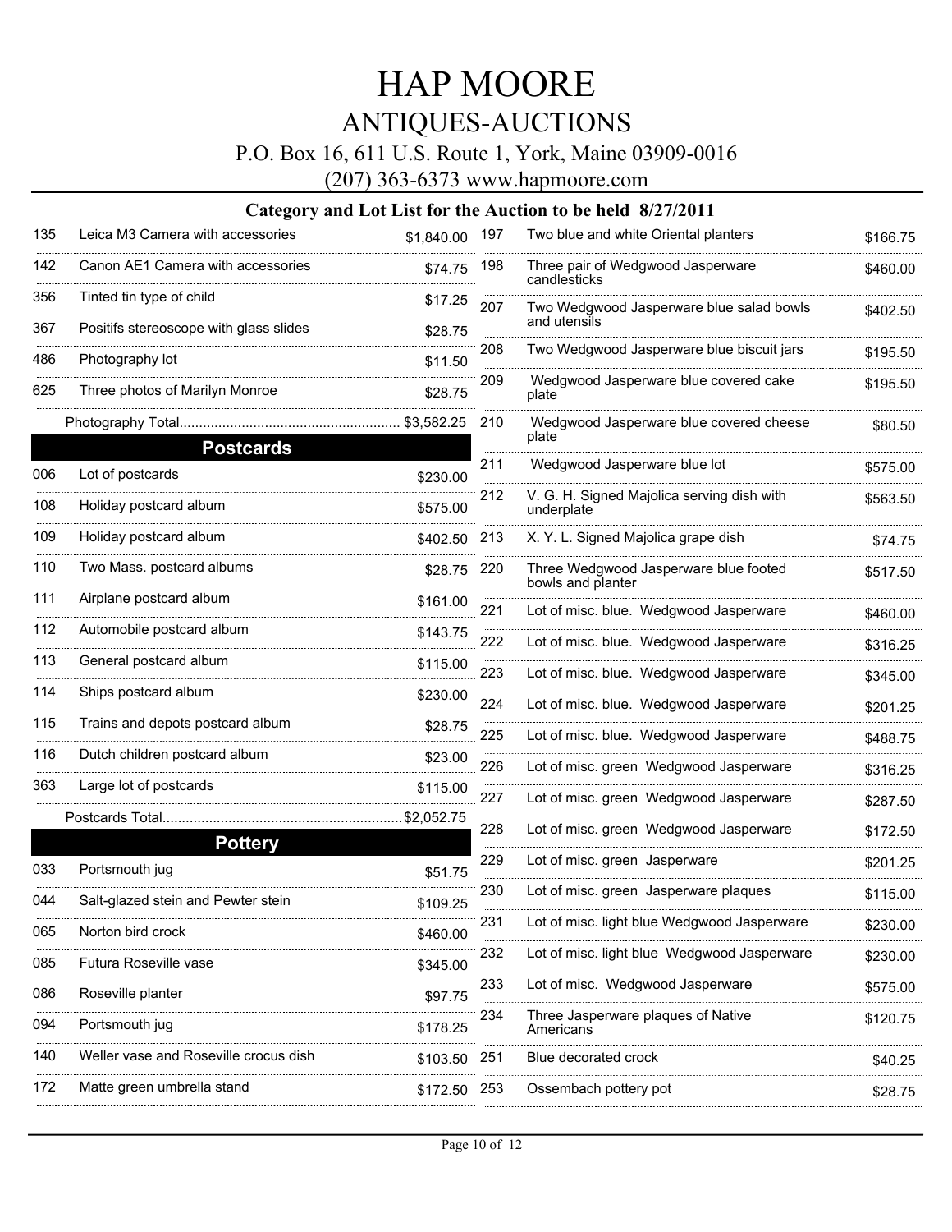# HAP MOORE

## ANTIQUES-AUCTIONS

P.O. Box 16, 611 U.S. Route 1, York, Maine 03909-0016

(207) 363-6373 www.hapmoore.com

### Category and Lot List for the Auction to be held 8/27/2011

| Lot | Description | Price |
|---|---|---|
| 135 | Leica M3 Camera with accessories | $1,840.00 |
| 142 | Canon AE1 Camera with accessories | $74.75 |
| 356 | Tinted tin type of child | $17.25 |
| 367 | Positifs stereoscope with glass slides | $28.75 |
| 486 | Photography lot | $11.50 |
| 625 | Three photos of Marilyn Monroe | $28.75 |
| | Photography Total | $3,582.25 |

## Postcards

| Lot | Description | Price |
|---|---|---|
| 006 | Lot of postcards | $230.00 |
| 108 | Holiday postcard album | $575.00 |
| 109 | Holiday postcard album | $402.50 |
| 110 | Two Mass. postcard albums | $28.75 |
| 111 | Airplane postcard album | $161.00 |
| 112 | Automobile postcard album | $143.75 |
| 113 | General postcard album | $115.00 |
| 114 | Ships postcard album | $230.00 |
| 115 | Trains and depots postcard album | $28.75 |
| 116 | Dutch children postcard album | $23.00 |
| 363 | Large lot of postcards | $115.00 |
| | Postcards Total | $2,052.75 |

## Pottery

| Lot | Description | Price |
|---|---|---|
| 033 | Portsmouth jug | $51.75 |
| 044 | Salt-glazed stein and Pewter stein | $109.25 |
| 065 | Norton bird crock | $460.00 |
| 085 | Futura Roseville vase | $345.00 |
| 086 | Roseville planter | $97.75 |
| 094 | Portsmouth jug | $178.25 |
| 140 | Weller vase and Roseville crocus dish | $103.50 |
| 172 | Matte green umbrella stand | $172.50 |
| 197 | Two blue and white Oriental planters | $166.75 |
| 198 | Three pair of Wedgwood Jasperware candlesticks | $460.00 |
| 207 | Two Wedgwood Jasperware blue salad bowls and utensils | $402.50 |
| 208 | Two Wedgwood Jasperware blue biscuit jars | $195.50 |
| 209 | Wedgwood Jasperware blue covered cake plate | $195.50 |
| 210 | Wedgwood Jasperware blue covered cheese plate | $80.50 |
| 211 | Wedgwood Jasperware blue lot | $575.00 |
| 212 | V. G. H. Signed Majolica serving dish with underplate | $563.50 |
| 213 | X. Y. L. Signed Majolica grape dish | $74.75 |
| 220 | Three Wedgwood Jasperware blue footed bowls and planter | $517.50 |
| 221 | Lot of misc. blue. Wedgwood Jasperware | $460.00 |
| 222 | Lot of misc. blue. Wedgwood Jasperware | $316.25 |
| 223 | Lot of misc. blue. Wedgwood Jasperware | $345.00 |
| 224 | Lot of misc. blue. Wedgwood Jasperware | $201.25 |
| 225 | Lot of misc. blue. Wedgwood Jasperware | $488.75 |
| 226 | Lot of misc. green Wedgwood Jasperware | $316.25 |
| 227 | Lot of misc. green Wedgwood Jasperware | $287.50 |
| 228 | Lot of misc. green Wedgwood Jasperware | $172.50 |
| 229 | Lot of misc. green Jasperware | $201.25 |
| 230 | Lot of misc. green Jasperware plaques | $115.00 |
| 231 | Lot of misc. light blue Wedgwood Jasperware | $230.00 |
| 232 | Lot of misc. light blue Wedgwood Jasperware | $230.00 |
| 233 | Lot of misc. Wedgwood Jasperware | $575.00 |
| 234 | Three Jasperware plaques of Native Americans | $120.75 |
| 251 | Blue decorated crock | $40.25 |
| 253 | Ossembach pottery pot | $28.75 |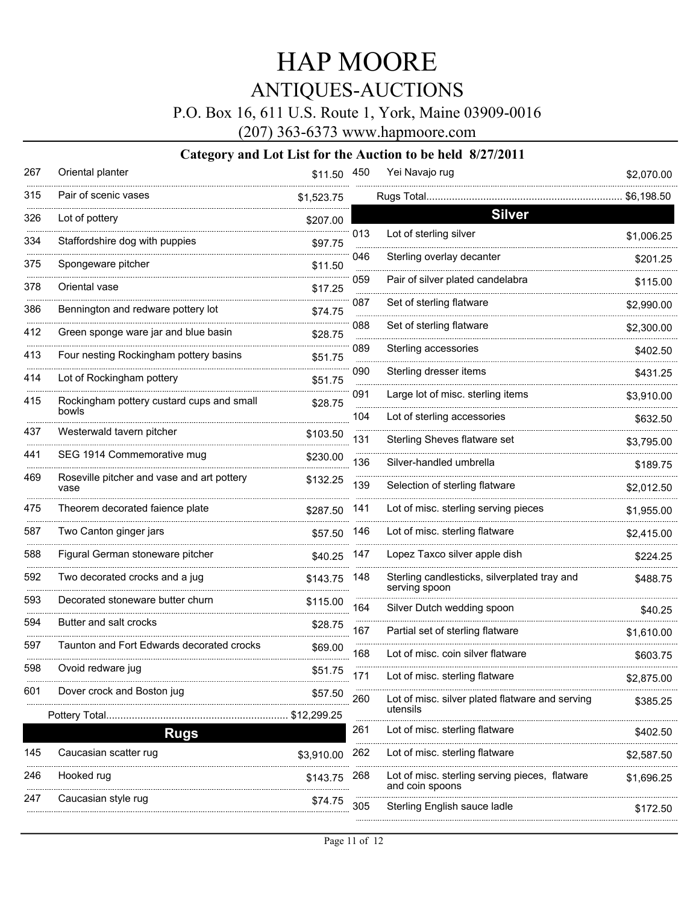# HAP MOORE

## ANTIQUES-AUCTIONS

P.O. Box 16, 611 U.S. Route 1, York, Maine 03909-0016

(207) 363-6373 www.hapmoore.com

### Category and Lot List for the Auction to be held 8/27/2011

| Lot | Description | Price |
|---|---|---|
| 267 | Oriental planter | $11.50 |
| 315 | Pair of scenic vases | $1,523.75 |
| 326 | Lot of pottery | $207.00 |
| 334 | Staffordshire dog with puppies | $97.75 |
| 375 | Spongeware pitcher | $11.50 |
| 378 | Oriental vase | $17.25 |
| 386 | Bennington and redware pottery lot | $74.75 |
| 412 | Green sponge ware jar and blue basin | $28.75 |
| 413 | Four nesting Rockingham pottery basins | $51.75 |
| 414 | Lot of Rockingham pottery | $51.75 |
| 415 | Rockingham pottery custard cups and small bowls | $28.75 |
| 437 | Westerwald tavern pitcher | $103.50 |
| 441 | SEG 1914 Commemorative mug | $230.00 |
| 469 | Roseville pitcher and vase and art pottery vase | $132.25 |
| 475 | Theorem decorated faience plate | $287.50 |
| 587 | Two Canton ginger jars | $57.50 |
| 588 | Figural German stoneware pitcher | $40.25 |
| 592 | Two decorated crocks and a jug | $143.75 |
| 593 | Decorated stoneware butter churn | $115.00 |
| 594 | Butter and salt crocks | $28.75 |
| 597 | Taunton and Fort Edwards decorated crocks | $69.00 |
| 598 | Ovoid redware jug | $51.75 |
| 601 | Dover crock and Boston jug | $57.50 |
| | Pottery Total | $12,299.25 |

## Rugs

| Lot | Description | Price |
|---|---|---|
| 145 | Caucasian scatter rug | $3,910.00 |
| 246 | Hooked rug | $143.75 |
| 247 | Caucasian style rug | $74.75 |
| 450 | Yei Navajo rug | $2,070.00 |
| | Rugs Total | $6,198.50 |

## Silver

| Lot | Description | Price |
|---|---|---|
| 013 | Lot of sterling silver | $1,006.25 |
| 046 | Sterling overlay decanter | $201.25 |
| 059 | Pair of silver plated candelabra | $115.00 |
| 087 | Set of sterling flatware | $2,990.00 |
| 088 | Set of sterling flatware | $2,300.00 |
| 089 | Sterling accessories | $402.50 |
| 090 | Sterling dresser items | $431.25 |
| 091 | Large lot of misc. sterling items | $3,910.00 |
| 104 | Lot of sterling accessories | $632.50 |
| 131 | Sterling Sheves flatware set | $3,795.00 |
| 136 | Silver-handled umbrella | $189.75 |
| 139 | Selection of sterling flatware | $2,012.50 |
| 141 | Lot of misc. sterling serving pieces | $1,955.00 |
| 146 | Lot of misc. sterling flatware | $2,415.00 |
| 147 | Lopez Taxco silver apple dish | $224.25 |
| 148 | Sterling candlesticks, silverplated tray and serving spoon | $488.75 |
| 164 | Silver Dutch wedding spoon | $40.25 |
| 167 | Partial set of sterling flatware | $1,610.00 |
| 168 | Lot of misc. coin silver flatware | $603.75 |
| 171 | Lot of misc. sterling flatware | $2,875.00 |
| 260 | Lot of misc. silver plated flatware and serving utensils | $385.25 |
| 261 | Lot of misc. sterling flatware | $402.50 |
| 262 | Lot of misc. sterling flatware | $2,587.50 |
| 268 | Lot of misc. sterling serving pieces, flatware and coin spoons | $1,696.25 |
| 305 | Sterling English sauce ladle | $172.50 |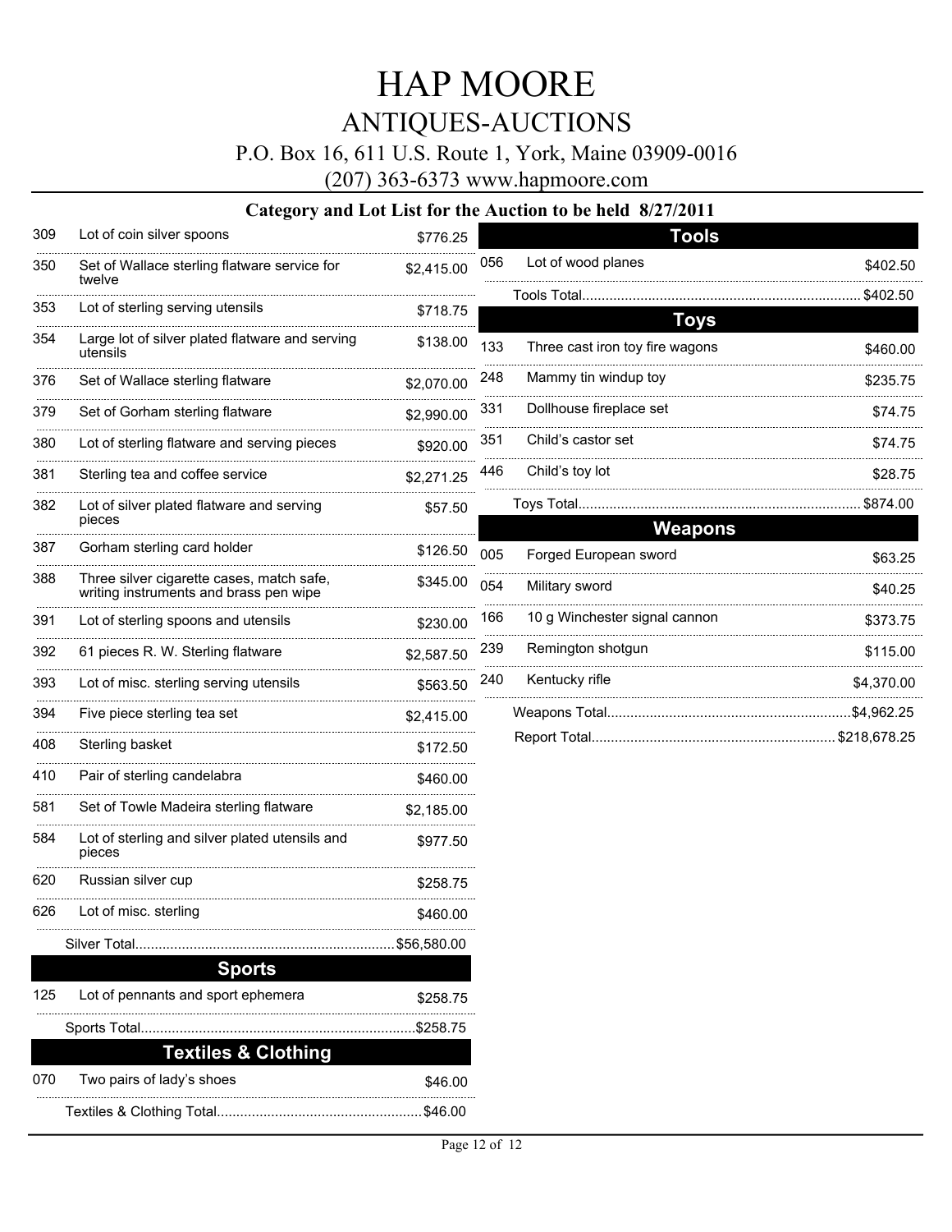# HAP MOORE

## ANTIQUES-AUCTIONS

P.O. Box 16, 611 U.S. Route 1, York, Maine 03909-0016

(207) 363-6373 www.hapmoore.com

### Category and Lot List for the Auction to be held 8/27/2011

| | | |
|---|---|---|
| 309 | Lot of coin silver spoons | $776.25 |
| 350 | Set of Wallace sterling flatware service for twelve | $2,415.00 |
| 353 | Lot of sterling serving utensils | $718.75 |
| 354 | Large lot of silver plated flatware and serving utensils | $138.00 |
| 376 | Set of Wallace sterling flatware | $2,070.00 |
| 379 | Set of Gorham sterling flatware | $2,990.00 |
| 380 | Lot of sterling flatware and serving pieces | $920.00 |
| 381 | Sterling tea and coffee service | $2,271.25 |
| 382 | Lot of silver plated flatware and serving pieces | $57.50 |
| 387 | Gorham sterling card holder | $126.50 |
| 388 | Three silver cigarette cases, match safe, writing instruments and brass pen wipe | $345.00 |
| 391 | Lot of sterling spoons and utensils | $230.00 |
| 392 | 61 pieces R. W. Sterling flatware | $2,587.50 |
| 393 | Lot of misc. sterling serving utensils | $563.50 |
| 394 | Five piece sterling tea set | $2,415.00 |
| 408 | Sterling basket | $172.50 |
| 410 | Pair of sterling candelabra | $460.00 |
| 581 | Set of Towle Madeira sterling flatware | $2,185.00 |
| 584 | Lot of sterling and silver plated utensils and pieces | $977.50 |
| 620 | Russian silver cup | $258.75 |
| 626 | Lot of misc. sterling | $460.00 |

Silver Total.................................................................$56,580.00

## Sports

| | | |
|---|---|---|
| 125 | Lot of pennants and sport ephemera | $258.75 |

Sports Total.................................................................$258.75

## Textiles & Clothing

| | | |
|---|---|---|
| 070 | Two pairs of lady's shoes | $46.00 |

Textiles & Clothing Total.................................................$46.00

## Tools

| | | |
|---|---|---|
| 056 | Lot of wood planes | $402.50 |

Tools Total.................................................................$402.50

## Toys

| | | |
|---|---|---|
| 133 | Three cast iron toy fire wagons | $460.00 |
| 248 | Mammy tin windup toy | $235.75 |
| 331 | Dollhouse fireplace set | $74.75 |
| 351 | Child's castor set | $74.75 |
| 446 | Child's toy lot | $28.75 |

Toys Total.................................................................$874.00

## Weapons

| | | |
|---|---|---|
| 005 | Forged European sword | $63.25 |
| 054 | Military sword | $40.25 |
| 166 | 10 g Winchester signal cannon | $373.75 |
| 239 | Remington shotgun | $115.00 |
| 240 | Kentucky rifle | $4,370.00 |

Weapons Total.............................................................$4,962.25

Report Total.............................................................$218,678.25